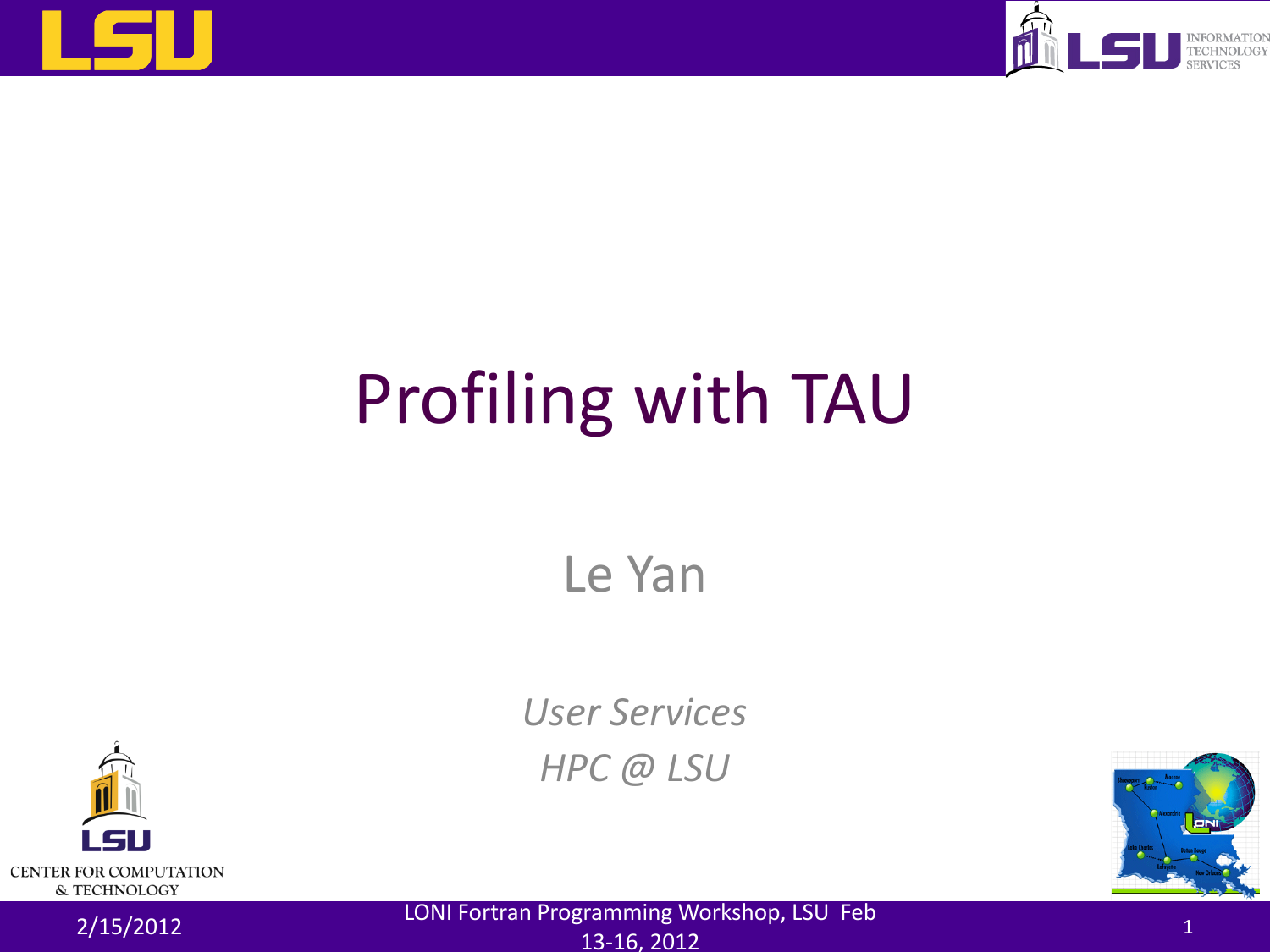# Profiling with TAU

Le Yan

*User Services*

*HPC @ LSU*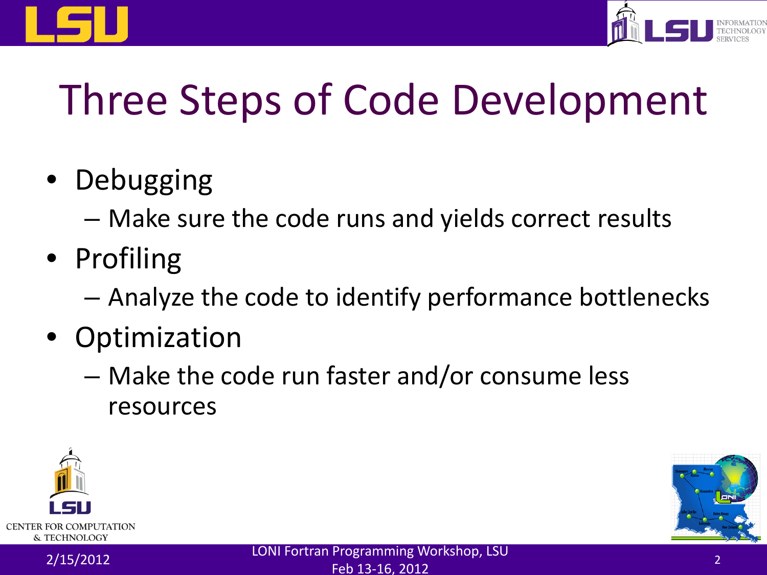# Three Steps of Code Development

- Debugging
  - Make sure the code runs and yields correct results
- Profiling
  - Analyze the code to identify performance bottlenecks
- Optimization
  - Make the code run faster and/or consume less resources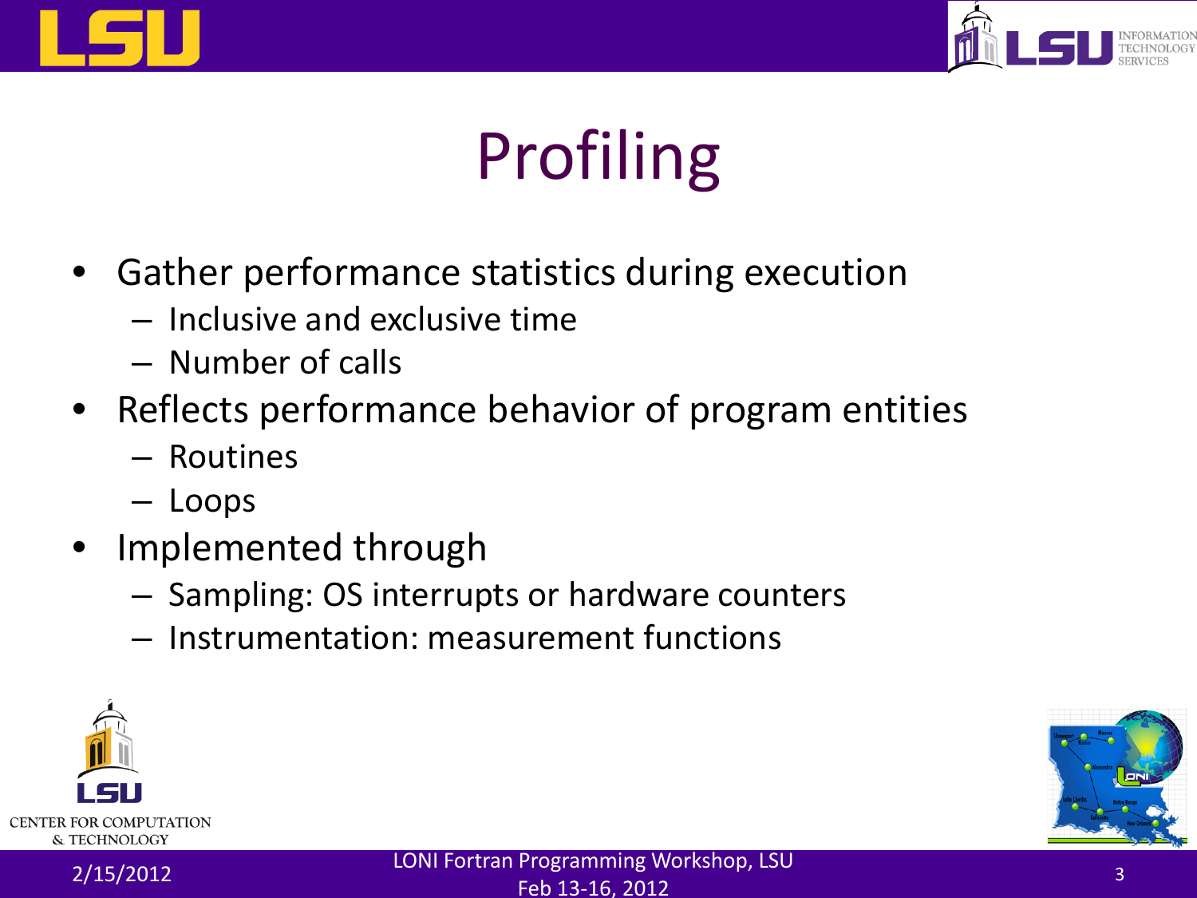# Profiling

- Gather performance statistics during execution
  - Inclusive and exclusive time
  - Number of calls
- Reflects performance behavior of program entities
  - Routines
  - Loops
- Implemented through
  - Sampling: OS interrupts or hardware counters
  - Instrumentation: measurement functions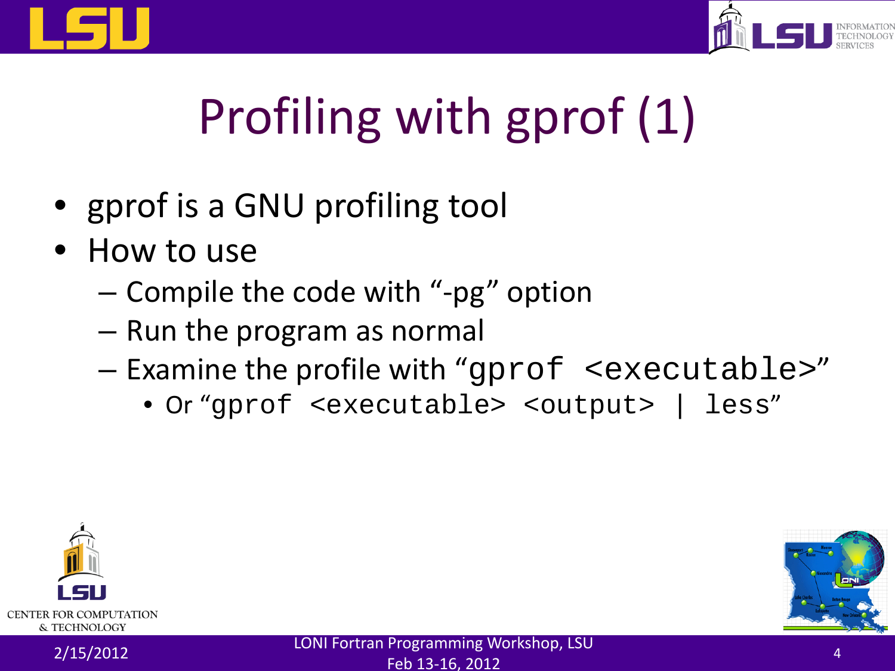# Profiling with gprof (1)

- gprof is a GNU profiling tool
- How to use
  - Compile the code with "-pg" option
  - Run the program as normal
  - Examine the profile with "`gprof <executable>`"
    - Or "`gprof <executable> <output> | less`"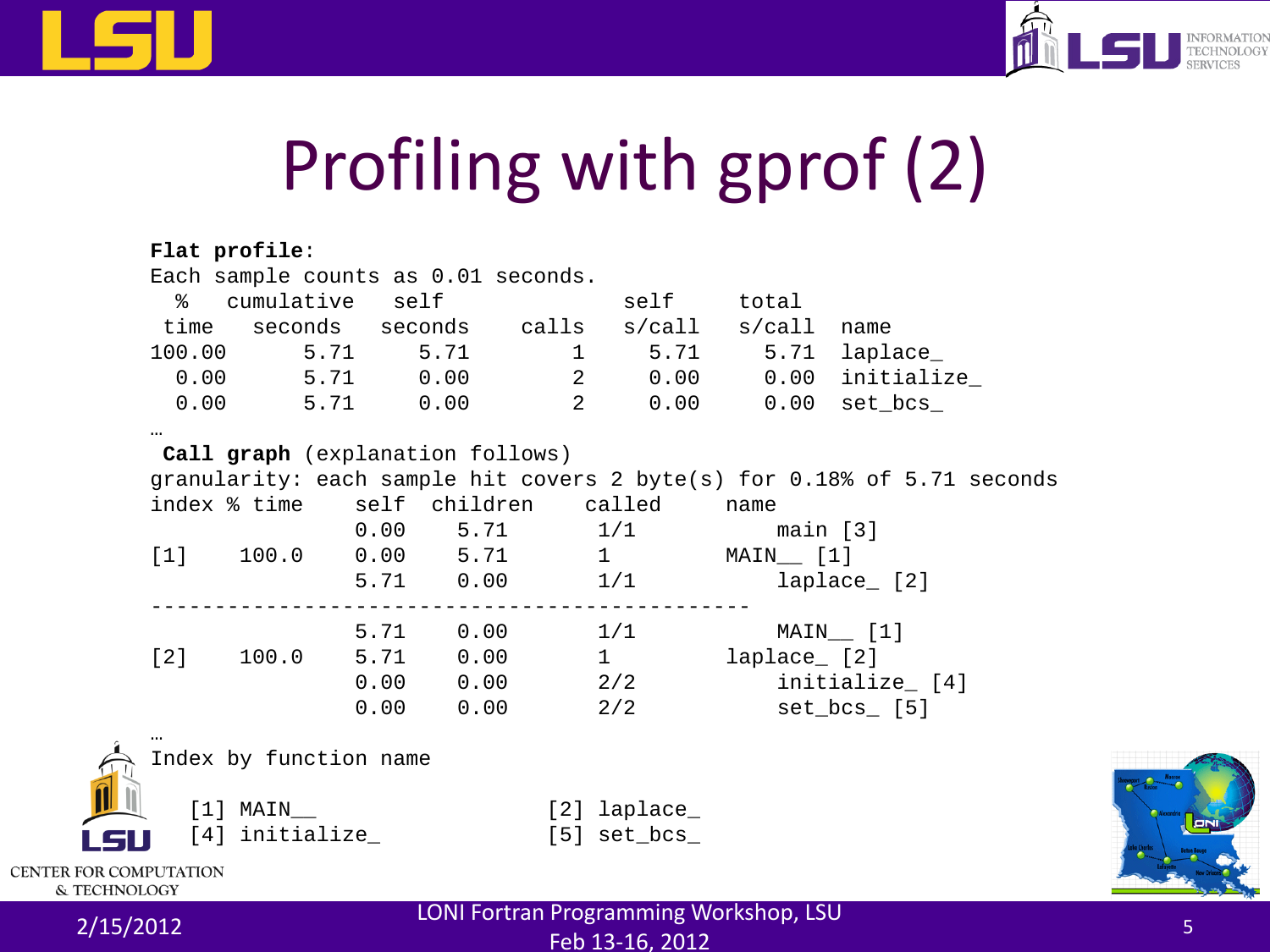# Profiling with gprof (2)

```
Flat profile:
Each sample counts as 0.01 seconds.
  %   cumulative   self              self     total
 time   seconds   seconds    calls   s/call   s/call  name
100.00      5.71     5.71        1     5.71     5.71  laplace_
  0.00      5.71     0.00        2     0.00     0.00  initialize_
  0.00      5.71     0.00        2     0.00     0.00  set_bcs_
…
 Call graph (explanation follows)
granularity: each sample hit covers 2 byte(s) for 0.18% of 5.71 seconds
index % time    self  children    called     name
                0.00    5.71       1/1           main [3]
[1]    100.0    0.00    5.71       1         MAIN__ [1]
                5.71    0.00       1/1           laplace_ [2]
-----------------------------------------------
                5.71    0.00       1/1           MAIN__ [1]
[2]    100.0    5.71    0.00       1         laplace_ [2]
                0.00    0.00       2/2           initialize_ [4]
                0.00    0.00       2/2           set_bcs_ [5]
…
Index by function name

   [1] MAIN__                  [2] laplace_
   [4] initialize_             [5] set_bcs_
```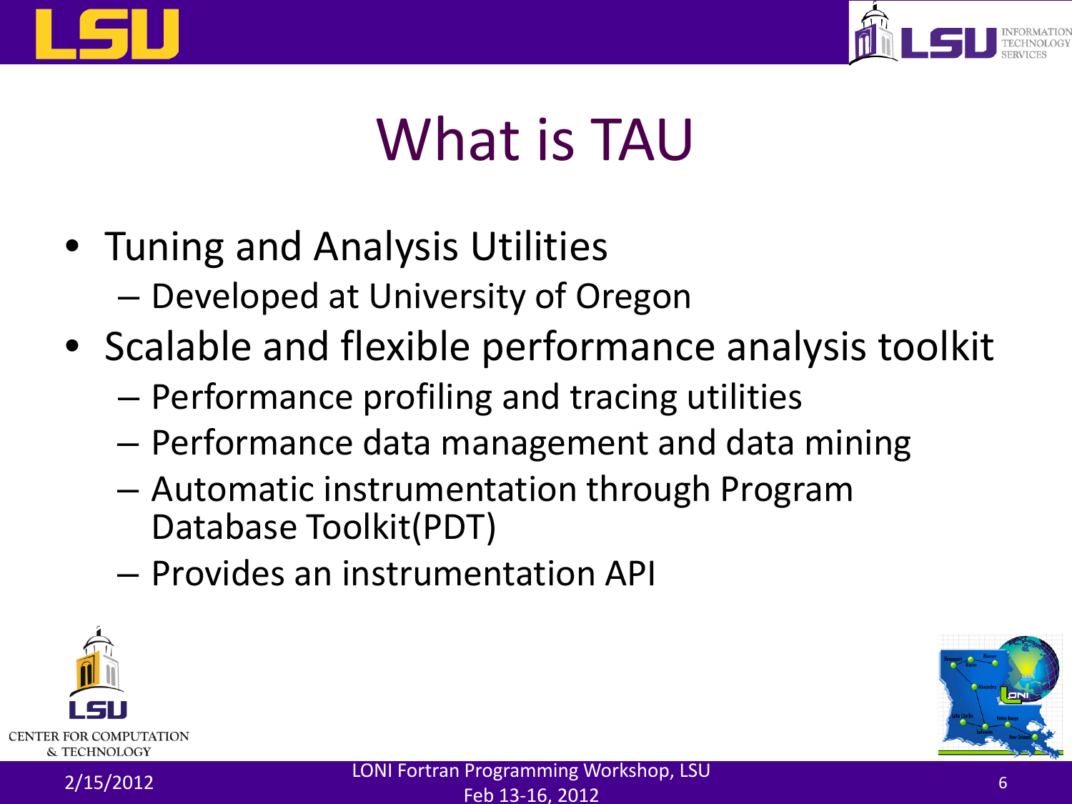# What is TAU

- Tuning and Analysis Utilities
  - Developed at University of Oregon
- Scalable and flexible performance analysis toolkit
  - Performance profiling and tracing utilities
  - Performance data management and data mining
  - Automatic instrumentation through Program Database Toolkit(PDT)
  - Provides an instrumentation API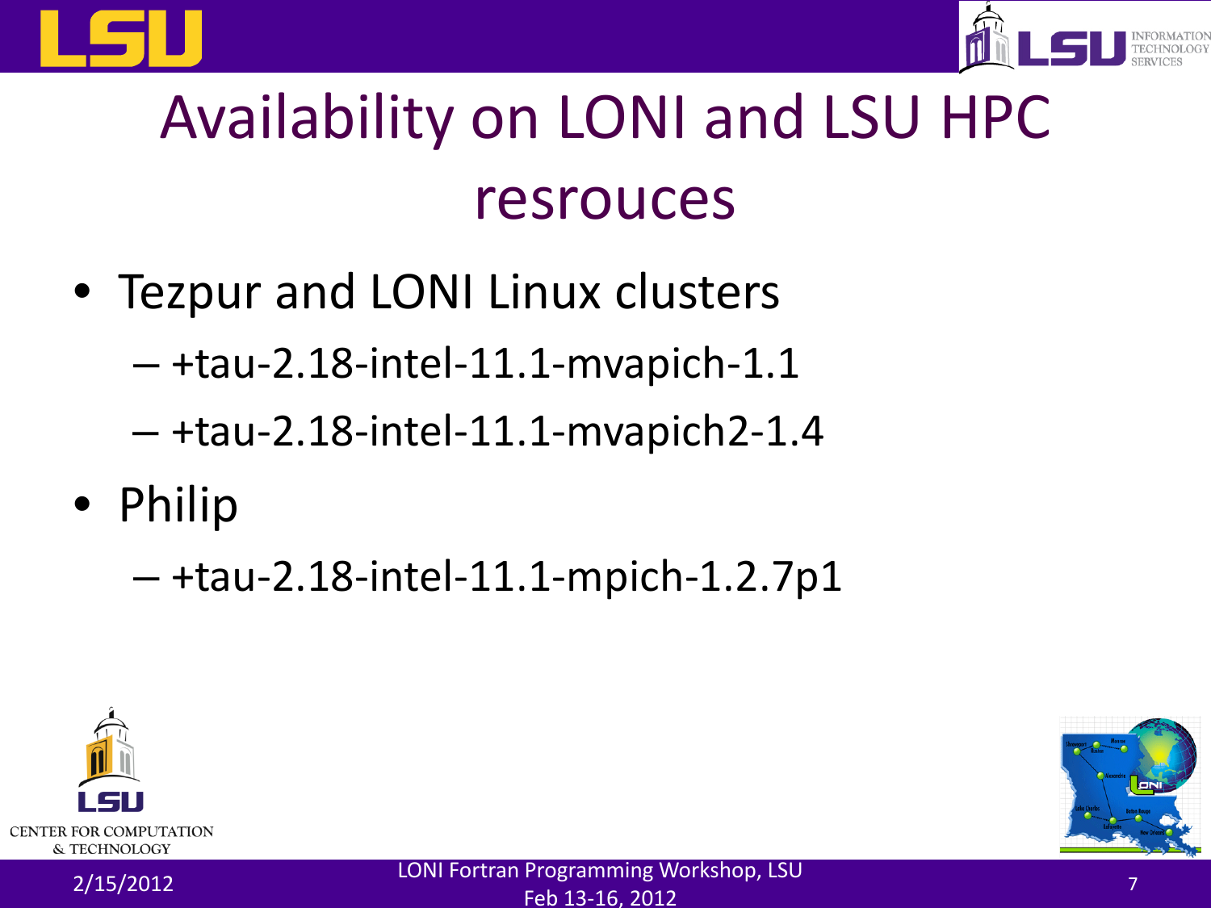# Availability on LONI and LSU HPC resrouces

- Tezpur and LONI Linux clusters
  - +tau-2.18-intel-11.1-mvapich-1.1
  - +tau-2.18-intel-11.1-mvapich2-1.4
- Philip
  - +tau-2.18-intel-11.1-mpich-1.2.7p1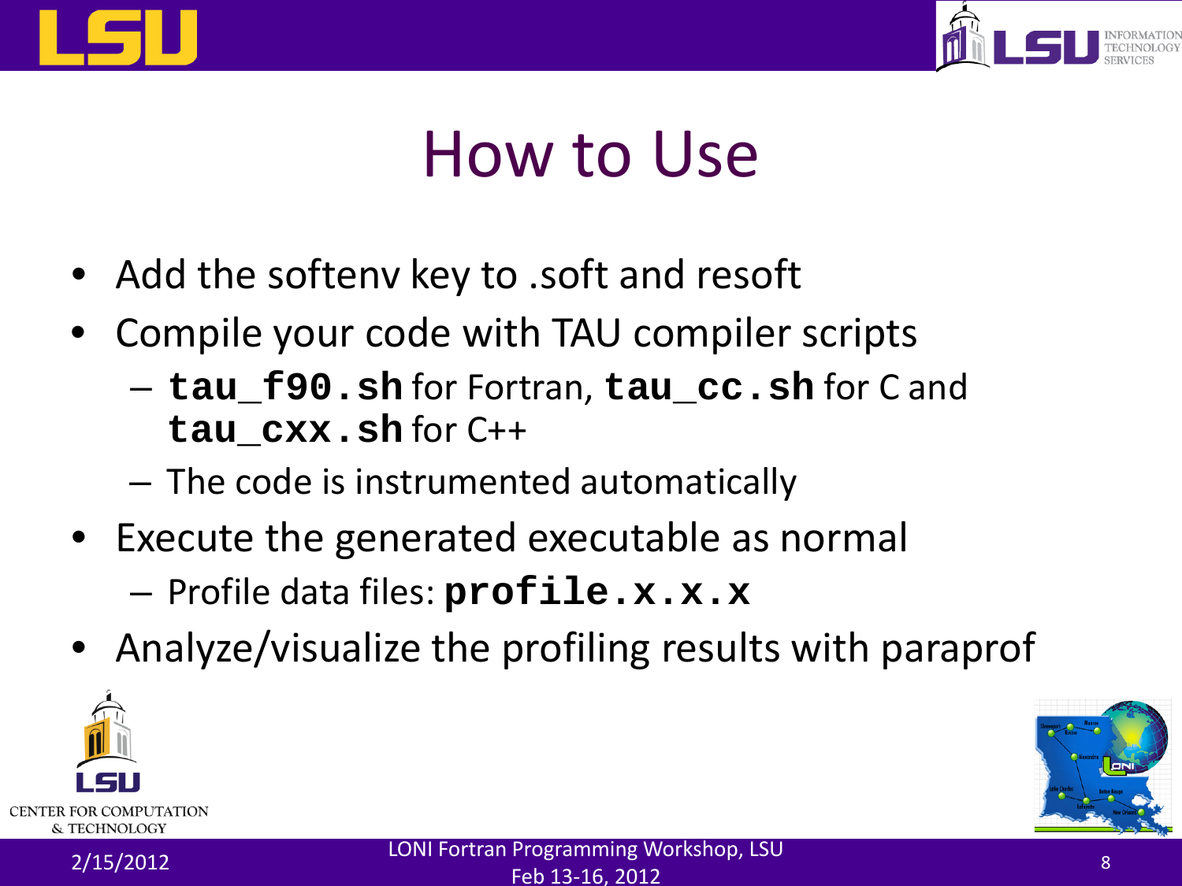# How to Use

- Add the softenv key to .soft and resoft
- Compile your code with TAU compiler scripts
  - **`tau_f90.sh`** for Fortran, **`tau_cc.sh`** for C and **`tau_cxx.sh`** for C++
  - The code is instrumented automatically
- Execute the generated executable as normal
  - Profile data files: **`profile.x.x.x`**
- Analyze/visualize the profiling results with paraprof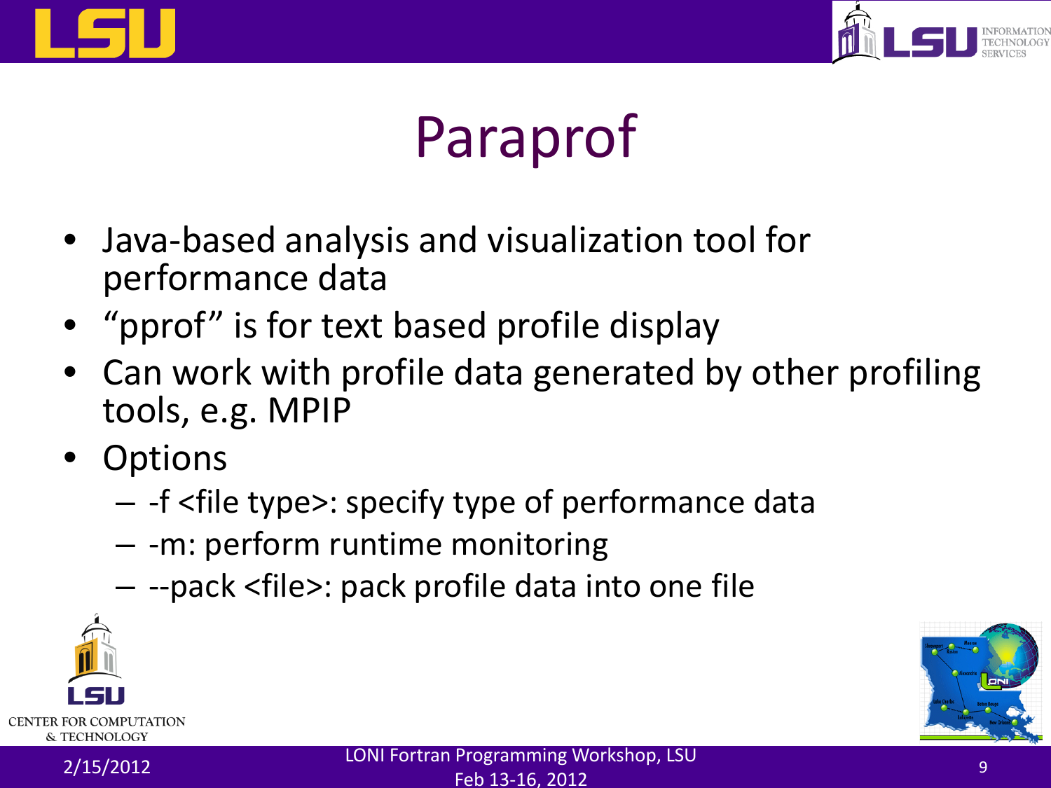# Paraprof

- Java-based analysis and visualization tool for performance data
- "pprof" is for text based profile display
- Can work with profile data generated by other profiling tools, e.g. MPIP
- Options
  - -f <file type>: specify type of performance data
  - -m: perform runtime monitoring
  - --pack <file>: pack profile data into one file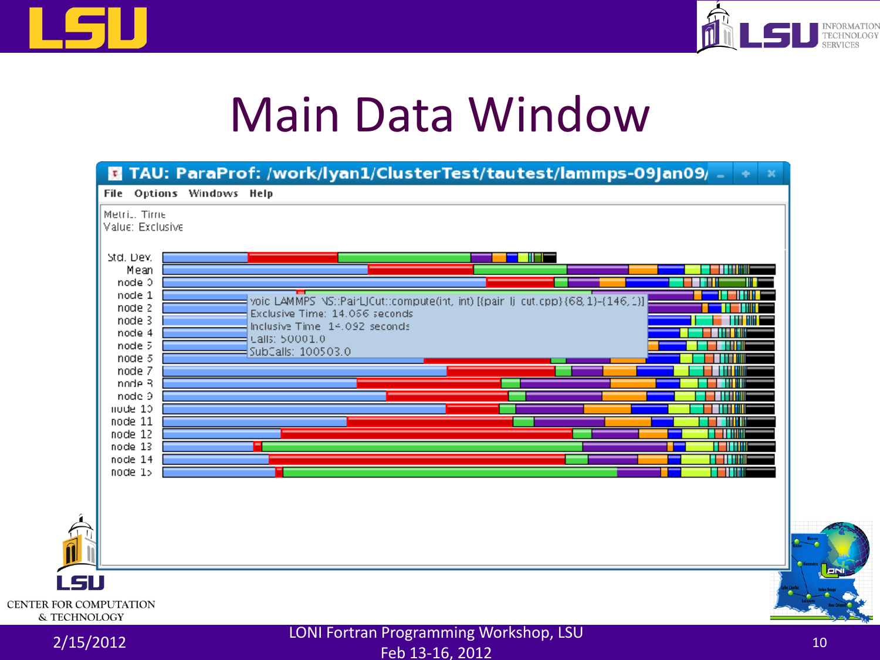# Main Data Window

TAU: ParaProf: /work/lyan1/ClusterTest/tautest/lammps-09Jan09/

File Options Windows Help

Metric: Time
Value: Exclusive

Std. Dev.
Mean
node 0
node 1
node 2
node 3
node 4
node 5
node 6
node 7
node 8
node 9
node 10
node 11
node 12
node 13
node 14
node 15

void LAMMPS_NS::PairLJCut::compute(int, int) [{pair_lj_cut.cpp} {68,1}-{146,1}]
Exclusive Time: 14.066 seconds
Inclusive Time: 14.092 seconds
Calls: 50001.0
SubCalls: 100503.0

LONI Fortran Programming Workshop, LSU
Feb 13-16, 2012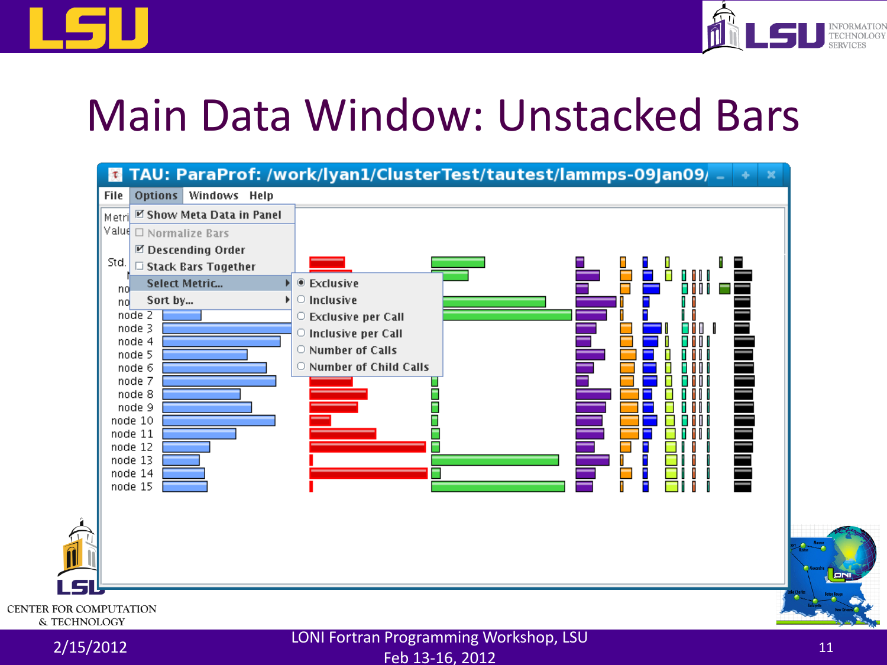# Main Data Window: Unstacked Bars

TAU: ParaProf: /work/lyan1/ClusterTest/tautest/lammps-09Jan09/

File Options Windows Help

- ☑ Show Meta Data in Panel
- ☐ Normalize Bars
- ☑ Descending Order
- ☐ Stack Bars Together
- Select Metric...
  - ◉ Exclusive
  - ○ Inclusive
  - ○ Exclusive per Call
  - ○ Inclusive per Call
  - ○ Number of Calls
  - ○ Number of Child Calls
- Sort by...

node 2, node 3, node 4, node 5, node 6, node 7, node 8, node 9, node 10, node 11, node 12, node 13, node 14, node 15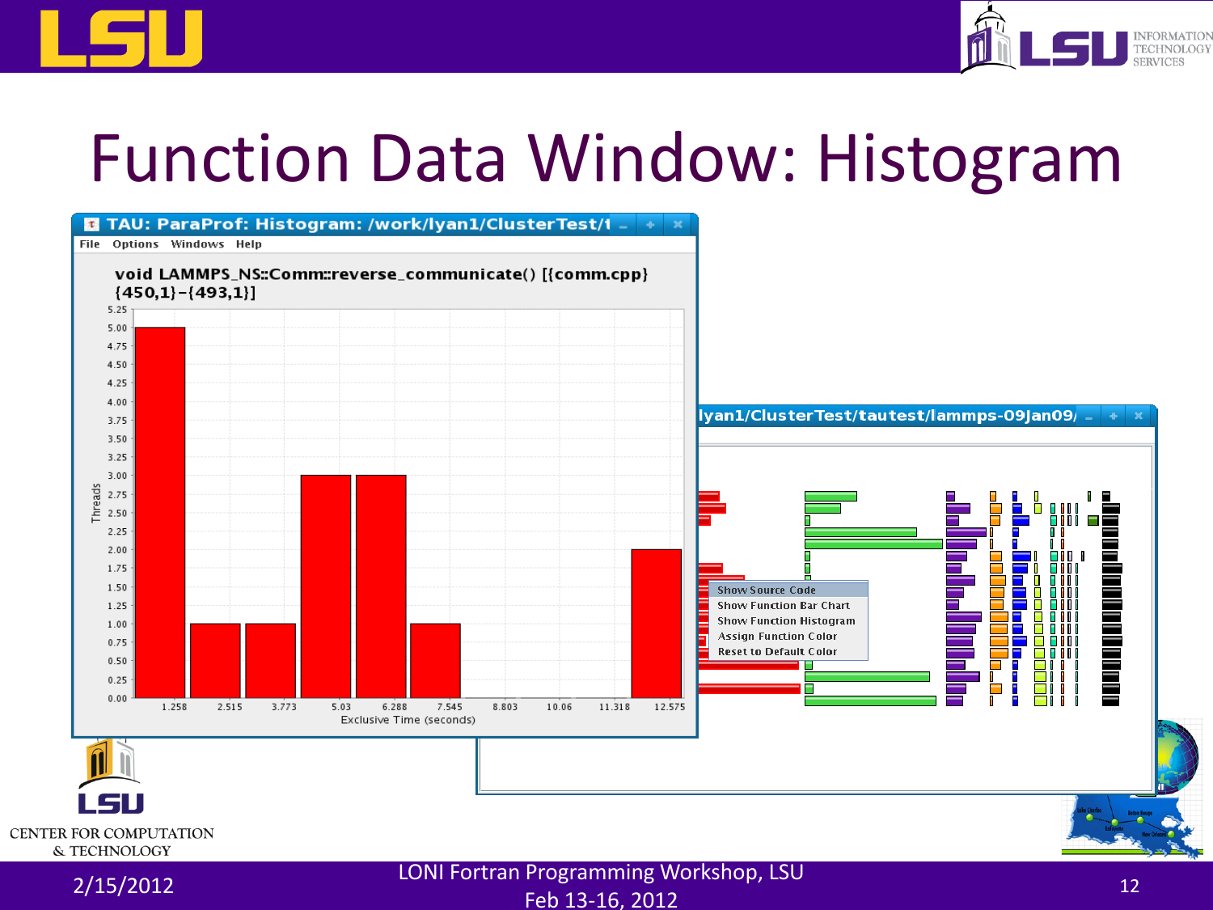# Function Data Window: Histogram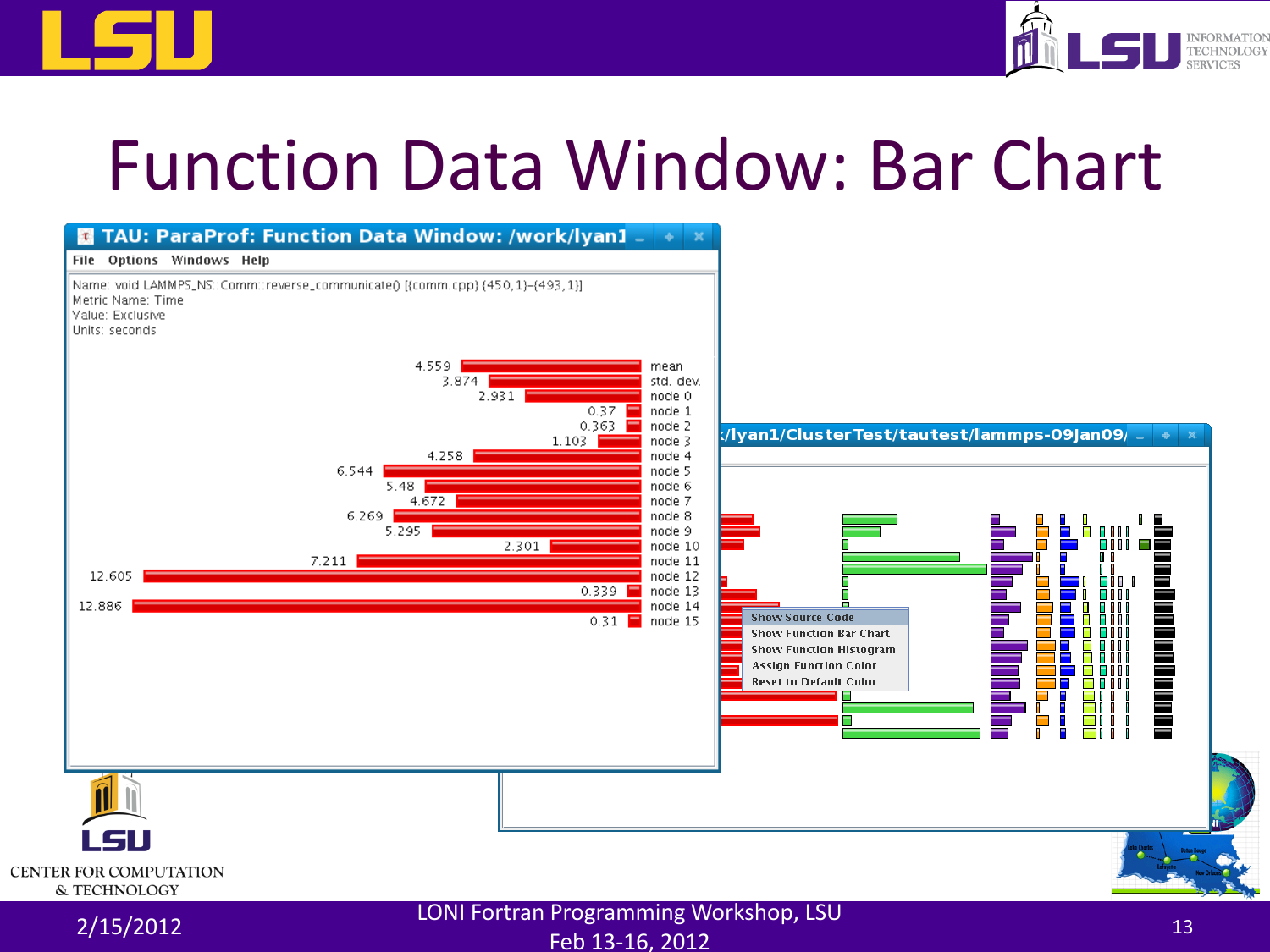# Function Data Window: Bar Chart

**TAU: ParaProf: Function Data Window: /work/lyan1**

File Options Windows Help

Name: void LAMMPS_NS::Comm::reverse_communicate() [{comm.cpp} {450,1}-{493,1}]
Metric Name: Time
Value: Exclusive
Units: seconds

| Value | Label |
|---|---|
| 4.559 | mean |
| 3.874 | std. dev. |
| 2.931 | node 0 |
| 0.37 | node 1 |
| 0.363 | node 2 |
| 1.103 | node 3 |
| 4.258 | node 4 |
| 6.544 | node 5 |
| 5.48 | node 6 |
| 4.672 | node 7 |
| 6.269 | node 8 |
| 5.295 | node 9 |
| 2.301 | node 10 |
| 7.211 | node 11 |
| 12.605 | node 12 |
| 0.339 | node 13 |
| 12.886 | node 14 |
| 0.31 | node 15 |

/lyan1/ClusterTest/tautest/lammps-09Jan09/

- Show Source Code
- Show Function Bar Chart
- Show Function Histogram
- Assign Function Color
- Reset to Default Color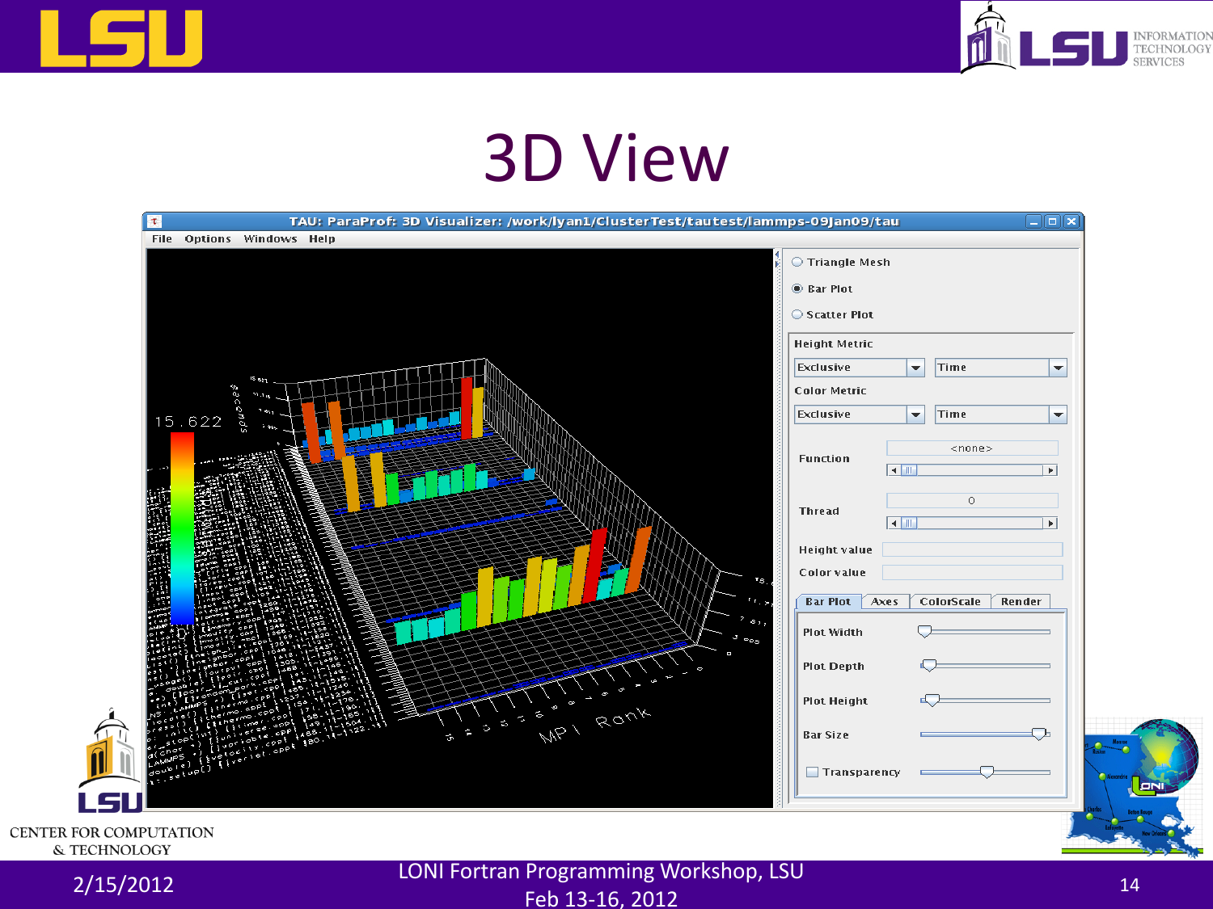# 3D View

TAU: ParaProf: 3D Visualizer: /work/lyan1/ClusterTest/tautest/lammps-09Jan09/tau

File Options Windows Help

- Triangle Mesh
- Bar Plot
- Scatter Plot

Height Metric: Exclusive | Time

Color Metric: Exclusive | Time

Function: <none>

Thread: 0

Height value

Color value

Bar Plot | Axes | ColorScale | Render

Plot Width

Plot Depth

Plot Height

Bar Size

Transparency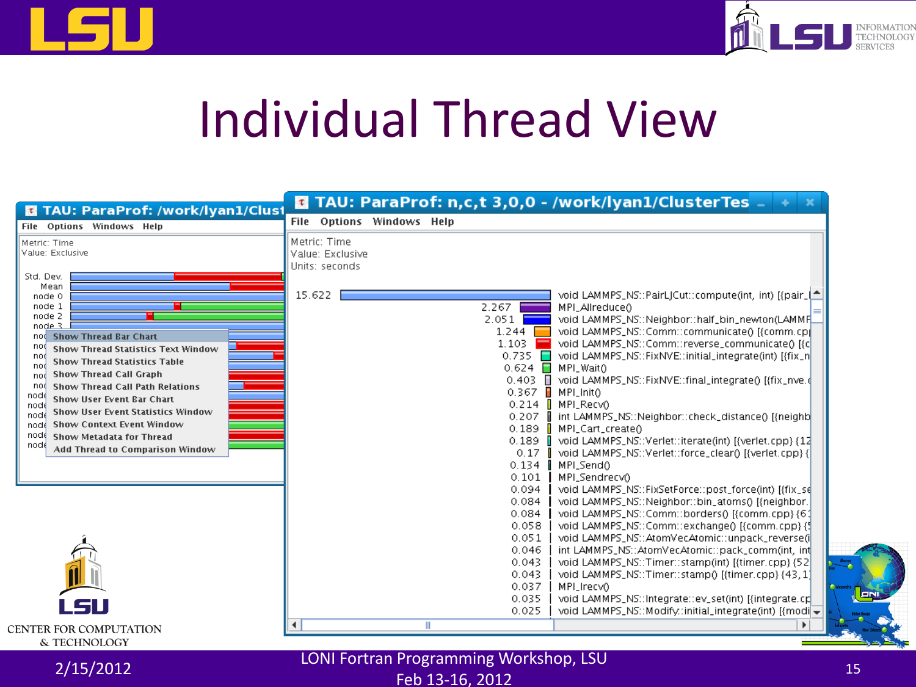# Individual Thread View

**TAU: ParaProf: /work/lyan1/Clust**

File Options Windows Help

Metric: Time
Value: Exclusive

Std. Dev.
Mean
node 0
node 1
node 2
node 3

- Show Thread Bar Chart
- Show Thread Statistics Text Window
- Show Thread Statistics Table
- Show Thread Call Graph
- Show Thread Call Path Relations
- Show User Event Bar Chart
- Show User Event Statistics Window
- Show Context Event Window
- Show Metadata for Thread
- Add Thread to Comparison Window

**TAU: ParaProf: n,c,t 3,0,0 - /work/lyan1/ClusterTes**

File Options Windows Help

Metric: Time
Value: Exclusive
Units: seconds

| Value | Function |
|---|---|
| 15.622 | void LAMMPS_NS::PairLJCut::compute(int, int) [{pair_l |
| 2.267 | MPI_Allreduce() |
| 2.051 | void LAMMPS_NS::Neighbor::half_bin_newton(LAMMP |
| 1.244 | void LAMMPS_NS::Comm::communicate() [{comm.cp |
| 1.103 | void LAMMPS_NS::Comm::reverse_communicate() [{c |
| 0.735 | void LAMMPS_NS::FixNVE::initial_integrate(int) [{fix_n |
| 0.624 | MPI_Wait() |
| 0.403 | void LAMMPS_NS::FixNVE::final_integrate() [{fix_nve.c |
| 0.367 | MPI_Init() |
| 0.214 | MPI_Recv() |
| 0.207 | int LAMMPS_NS::Neighbor::check_distance() [{neighb |
| 0.189 | MPI_Cart_create() |
| 0.189 | void LAMMPS_NS::Verlet::iterate(int) [{verlet.cpp} {12 |
| 0.17 | void LAMMPS_NS::Verlet::force_clear() [{verlet.cpp} { |
| 0.134 | MPI_Send() |
| 0.101 | MPI_Sendrecv() |
| 0.094 | void LAMMPS_NS::FixSetForce::post_force(int) [{fix_se |
| 0.084 | void LAMMPS_NS::Neighbor::bin_atoms() [{neighbor. |
| 0.084 | void LAMMPS_NS::Comm::borders() [{comm.cpp} {6 |
| 0.058 | void LAMMPS_NS::Comm::exchange() [{comm.cpp} { |
| 0.051 | void LAMMPS_NS::AtomVecAtomic::unpack_reverse(i |
| 0.046 | int LAMMPS_NS::AtomVecAtomic::pack_comm(int, int |
| 0.043 | void LAMMPS_NS::Timer::stamp(int) [{timer.cpp} {52 |
| 0.043 | void LAMMPS_NS::Timer::stamp() [{timer.cpp} {43,1 |
| 0.037 | MPI_Irecv() |
| 0.035 | void LAMMPS_NS::Integrate::ev_set(int) [{integrate.cp |
| 0.025 | void LAMMPS_NS::Modify::initial_integrate(int) [{modi |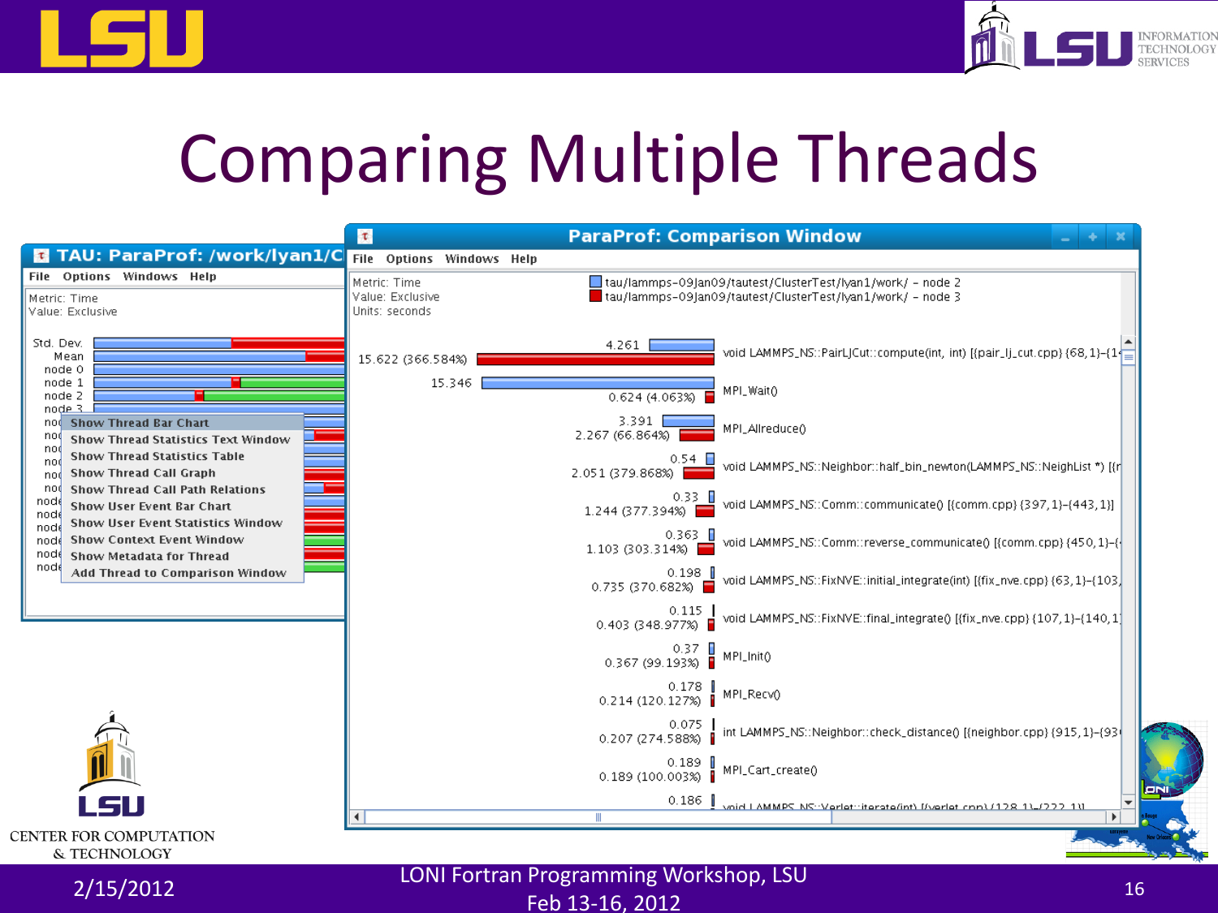# Comparing Multiple Threads

**TAU: ParaProf: /work/lyan1/C**

File Options Windows Help

Metric: Time
Value: Exclusive

Std. Dev.
Mean
node 0
node 1
node 2
node 3

- Show Thread Bar Chart
- Show Thread Statistics Text Window
- Show Thread Statistics Table
- Show Thread Call Graph
- Show Thread Call Path Relations
- Show User Event Bar Chart
- Show User Event Statistics Window
- Show Context Event Window
- Show Metadata for Thread
- Add Thread to Comparison Window

**ParaProf: Comparison Window**

File Options Windows Help

Metric: Time
Value: Exclusive
Units: seconds

tau/lammps-09Jan09/tautest/ClusterTest/lyan1/work/ – node 2
tau/lammps-09Jan09/tautest/ClusterTest/lyan1/work/ – node 3

| node 2 | node 3 | Function |
|---|---|---|
| 4.261 | 15.622 (366.584%) | void LAMMPS_NS::PairLJCut::compute(int, int) [{pair_lj_cut.cpp} {68,1}-{1 |
| 15.346 | 0.624 (4.063%) | MPI_Wait() |
| 3.391 | 2.267 (66.864%) | MPI_Allreduce() |
| 0.54 | 2.051 (379.868%) | void LAMMPS_NS::Neighbor::half_bin_newton(LAMMPS_NS::NeighList *) [{ |
| 0.33 | 1.244 (377.394%) | void LAMMPS_NS::Comm::communicate() [{comm.cpp} {397,1}-{443,1}] |
| 0.363 | 1.103 (303.314%) | void LAMMPS_NS::Comm::reverse_communicate() [{comm.cpp} {450,1}-{ |
| 0.198 | 0.735 (370.682%) | void LAMMPS_NS::FixNVE::initial_integrate(int) [{fix_nve.cpp} {63,1}-{103, |
| 0.115 | 0.403 (348.977%) | void LAMMPS_NS::FixNVE::final_integrate() [{fix_nve.cpp} {107,1}-{140,1} |
| 0.37 | 0.367 (99.193%) | MPI_Init() |
| 0.178 | 0.214 (120.127%) | MPI_Recv() |
| 0.075 | 0.207 (274.588%) | int LAMMPS_NS::Neighbor::check_distance() [{neighbor.cpp} {915,1}-{93 |
| 0.189 | 0.189 (100.003%) | MPI_Cart_create() |
| 0.186 | | void LAMMPS_NS::Verlet::iterate(int) [{verlet.cpp} {128,1}-{222,1}] |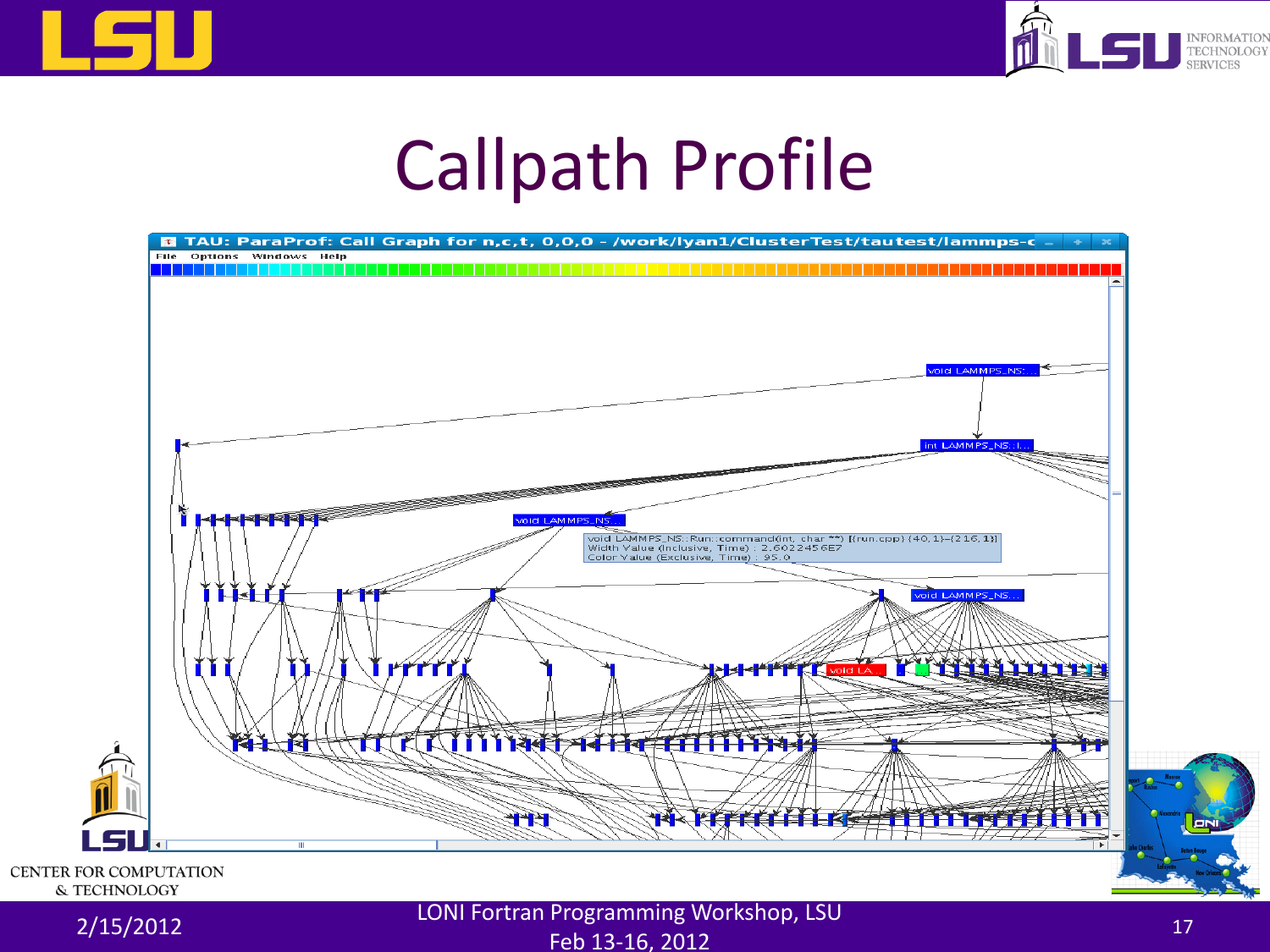# Callpath Profile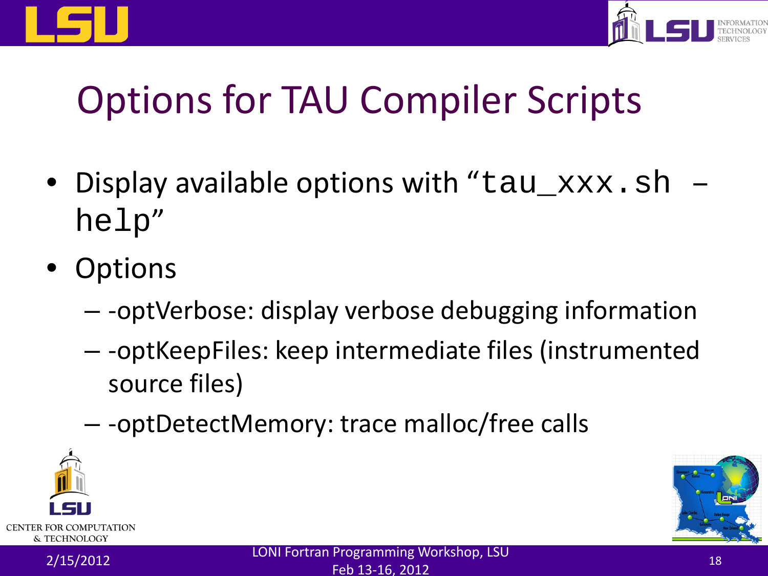# Options for TAU Compiler Scripts

- Display available options with "`tau_xxx.sh –help`"
- Options
  - -optVerbose: display verbose debugging information
  - -optKeepFiles: keep intermediate files (instrumented source files)
  - -optDetectMemory: trace malloc/free calls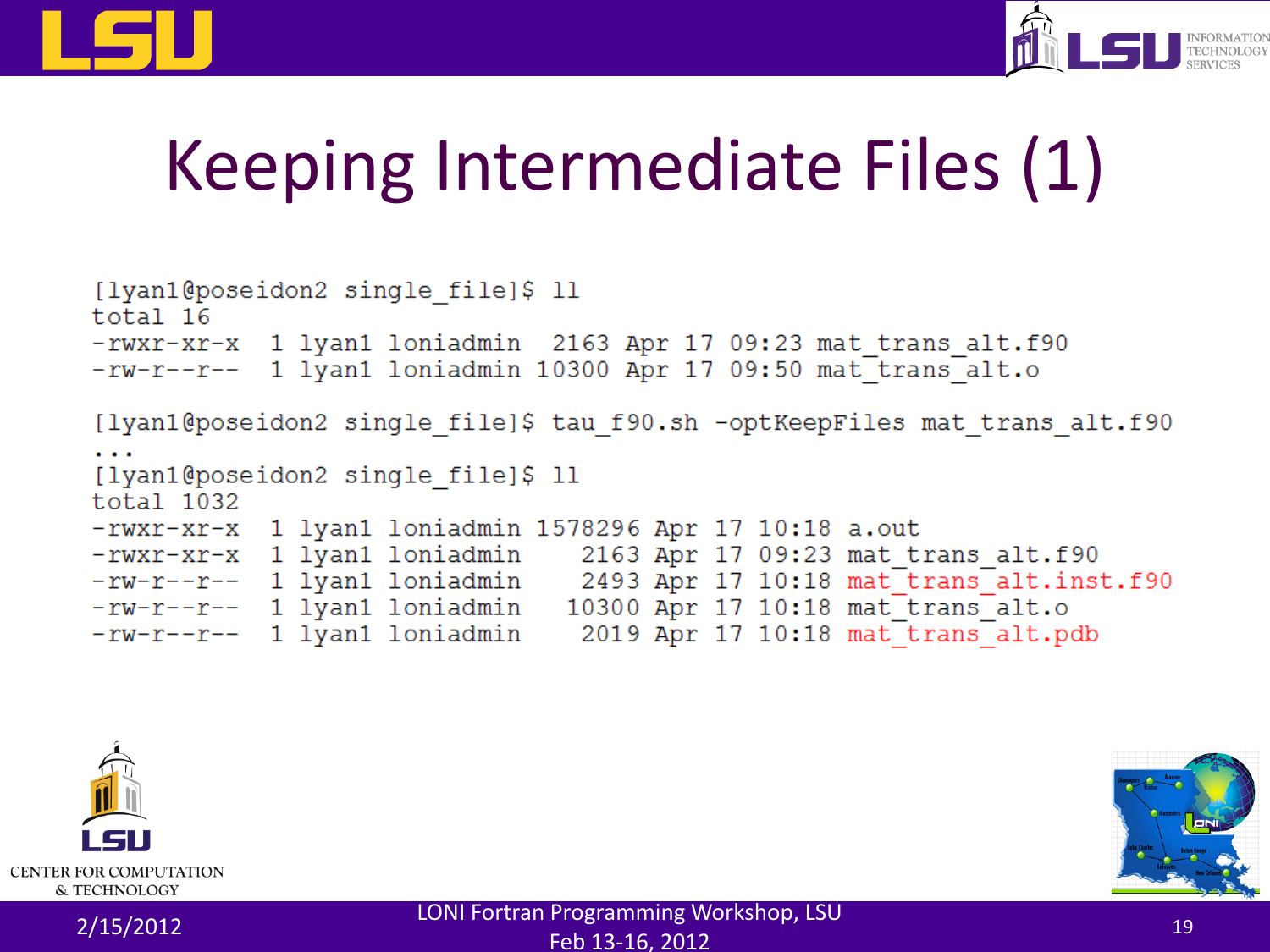# Keeping Intermediate Files (1)

```
[lyan1@poseidon2 single_file]$ ll
total 16
-rwxr-xr-x  1 lyan1 loniadmin  2163 Apr 17 09:23 mat_trans_alt.f90
-rw-r--r--  1 lyan1 loniadmin 10300 Apr 17 09:50 mat_trans_alt.o

[lyan1@poseidon2 single_file]$ tau_f90.sh -optKeepFiles mat_trans_alt.f90
...
[lyan1@poseidon2 single_file]$ ll
total 1032
-rwxr-xr-x  1 lyan1 loniadmin 1578296 Apr 17 10:18 a.out
-rwxr-xr-x  1 lyan1 loniadmin    2163 Apr 17 09:23 mat_trans_alt.f90
-rw-r--r--  1 lyan1 loniadmin    2493 Apr 17 10:18 mat_trans_alt.inst.f90
-rw-r--r--  1 lyan1 loniadmin   10300 Apr 17 10:18 mat_trans_alt.o
-rw-r--r--  1 lyan1 loniadmin    2019 Apr 17 10:18 mat_trans_alt.pdb
```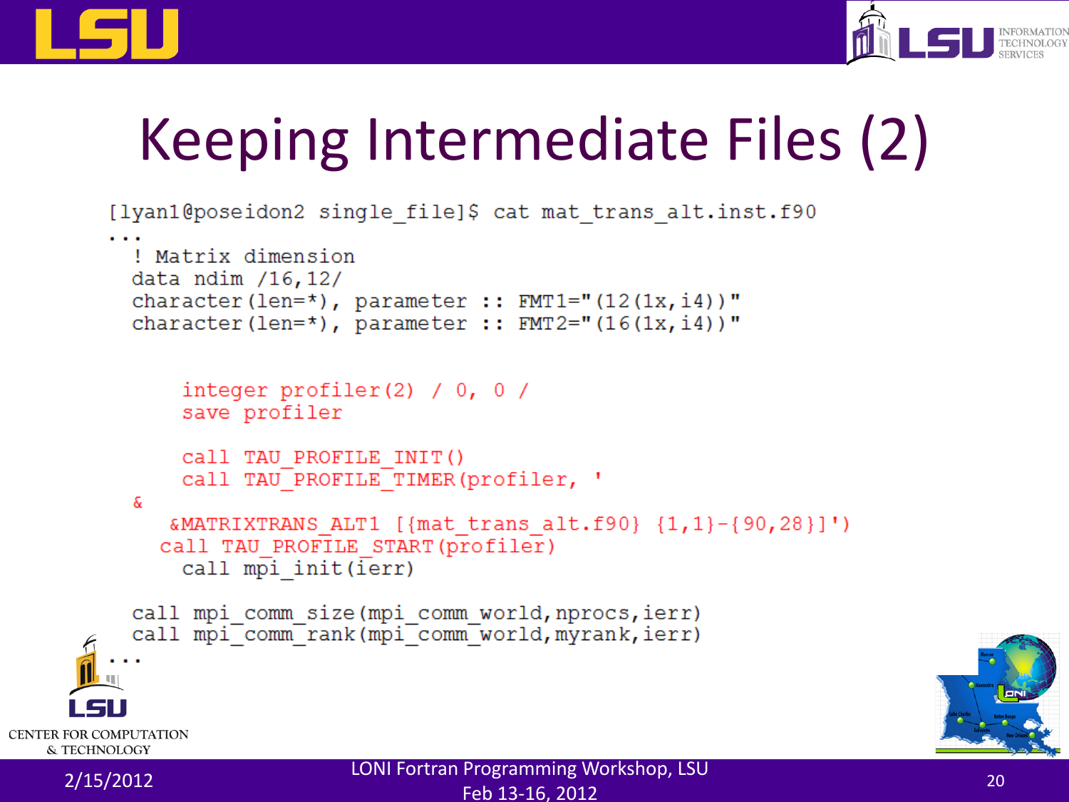# Keeping Intermediate Files (2)

```
[lyan1@poseidon2 single_file]$ cat mat_trans_alt.inst.f90
...
  ! Matrix dimension
  data ndim /16,12/
  character(len=*), parameter :: FMT1="(12(1x,i4))"
  character(len=*), parameter :: FMT2="(16(1x,i4))"


      integer profiler(2) / 0, 0 /
      save profiler

      call TAU_PROFILE_INIT()
      call TAU_PROFILE_TIMER(profiler, '
  &
     &MATRIXTRANS_ALT1 [{mat_trans_alt.f90} {1,1}-{90,28}]')
    call TAU_PROFILE_START(profiler)
      call mpi_init(ierr)

  call mpi_comm_size(mpi_comm_world,nprocs,ierr)
  call mpi_comm_rank(mpi_comm_world,myrank,ierr)
...
```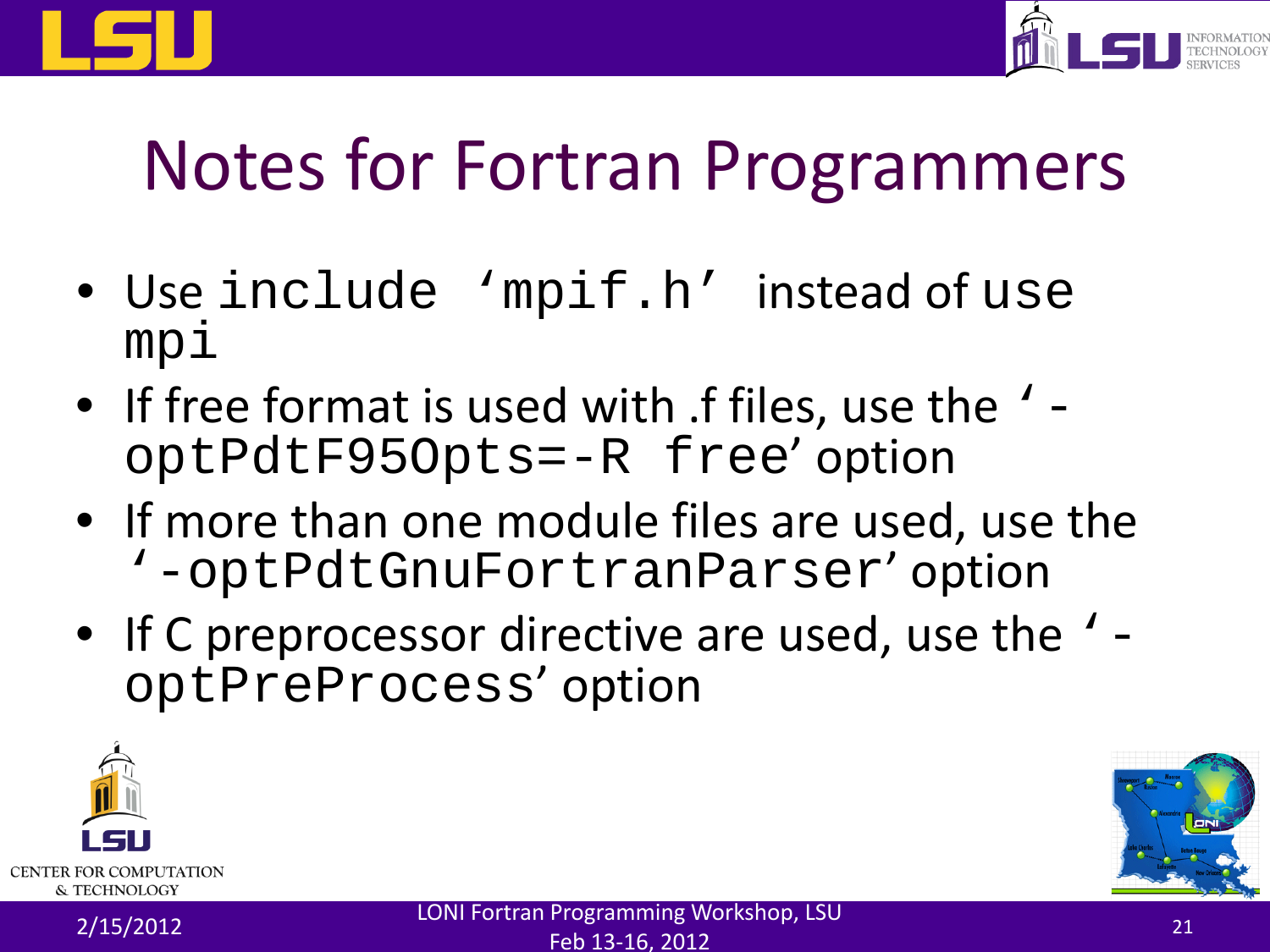# Notes for Fortran Programmers

- Use `include 'mpif.h'` instead of `use mpi`
- If free format is used with .f files, use the `'-optPdtF95Opts=-R free'` option
- If more than one module files are used, use the `'-optPdtGnuFortranParser'` option
- If C preprocessor directive are used, use the `'-optPreProcess'` option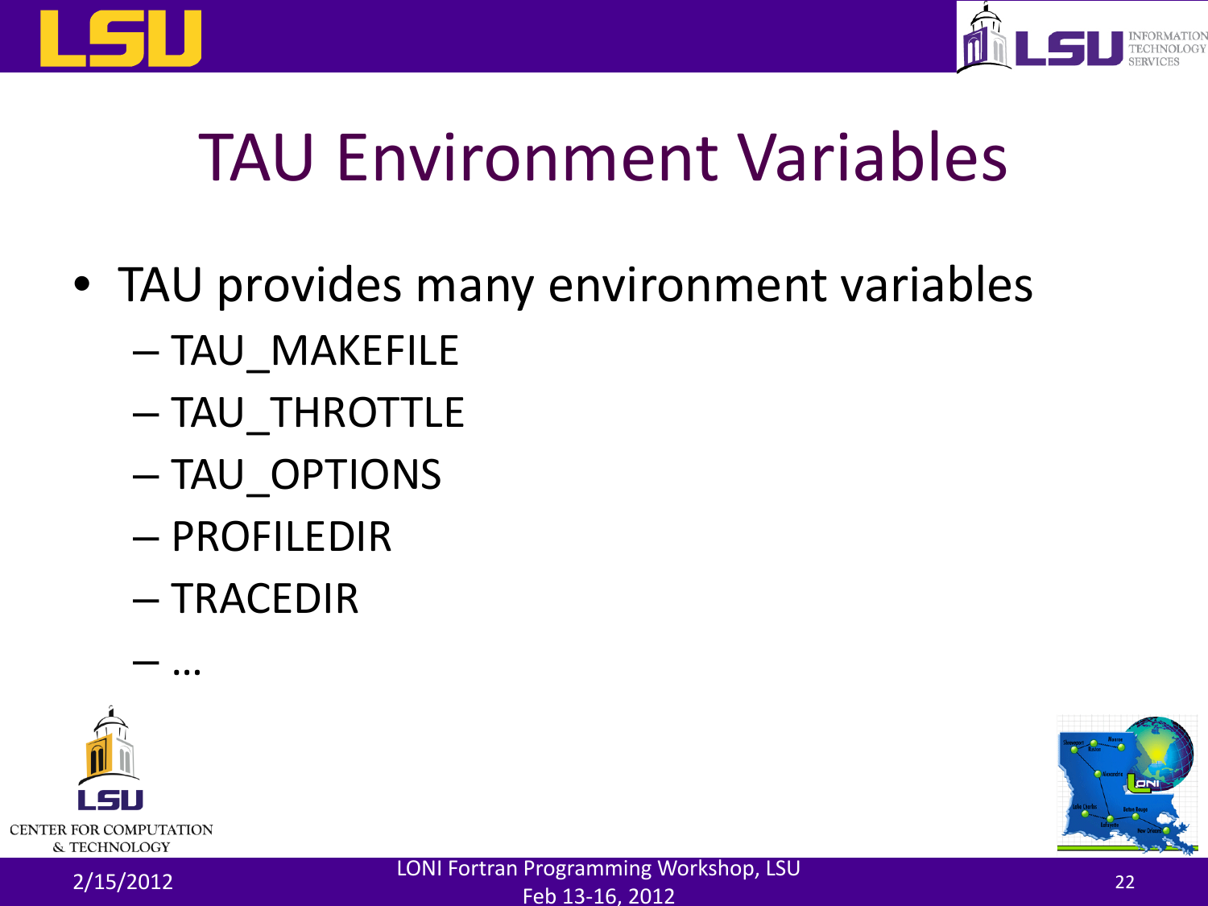# TAU Environment Variables

- TAU provides many environment variables
  - TAU_MAKEFILE
  - TAU_THROTTLE
  - TAU_OPTIONS
  - PROFILEDIR
  - TRACEDIR
  - …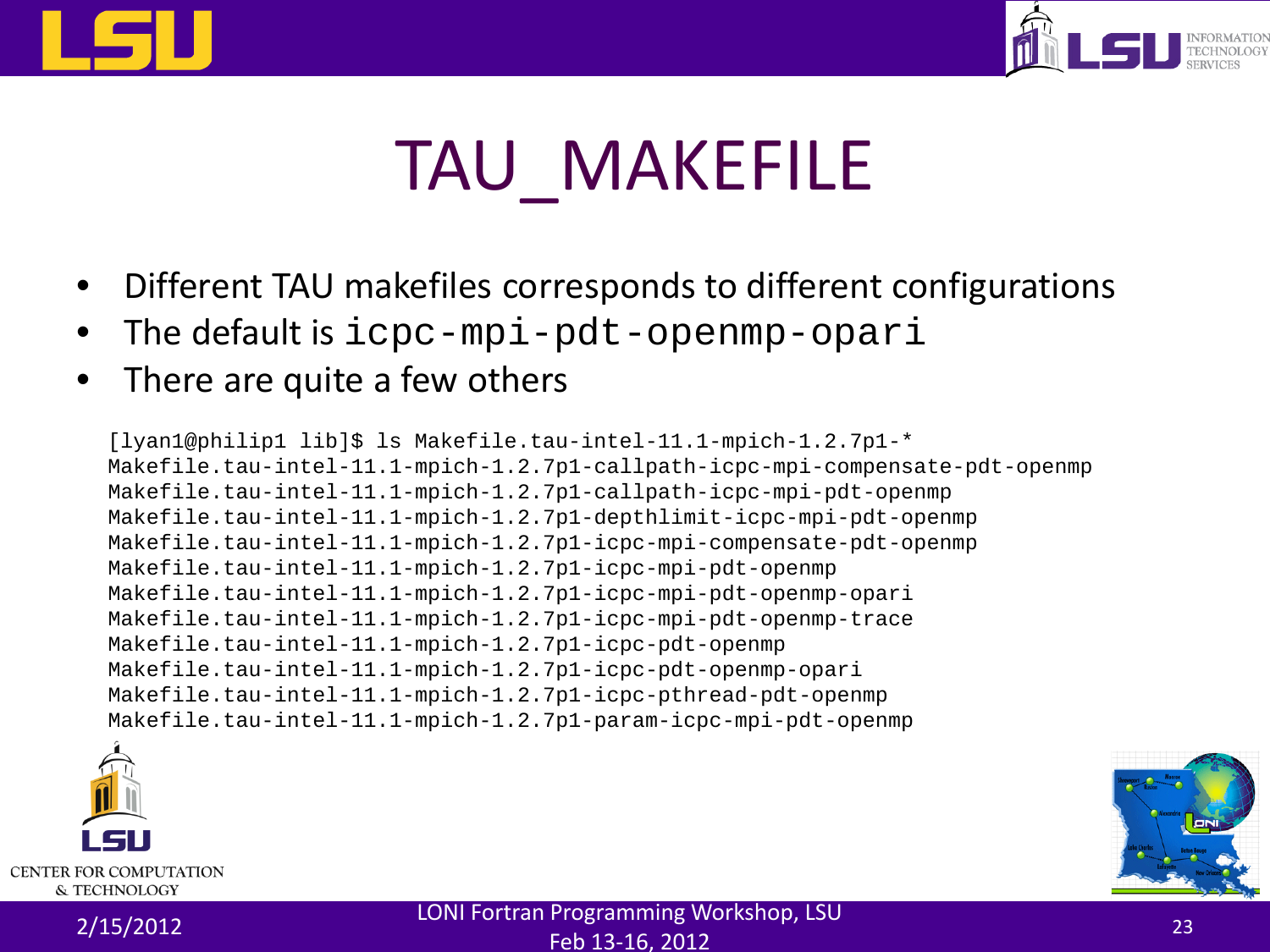# TAU_MAKEFILE

- Different TAU makefiles corresponds to different configurations
- The default is `icpc-mpi-pdt-openmp-opari`
- There are quite a few others

```
[lyan1@philip1 lib]$ ls Makefile.tau-intel-11.1-mpich-1.2.7p1-*
Makefile.tau-intel-11.1-mpich-1.2.7p1-callpath-icpc-mpi-compensate-pdt-openmp
Makefile.tau-intel-11.1-mpich-1.2.7p1-callpath-icpc-mpi-pdt-openmp
Makefile.tau-intel-11.1-mpich-1.2.7p1-depthlimit-icpc-mpi-pdt-openmp
Makefile.tau-intel-11.1-mpich-1.2.7p1-icpc-mpi-compensate-pdt-openmp
Makefile.tau-intel-11.1-mpich-1.2.7p1-icpc-mpi-pdt-openmp
Makefile.tau-intel-11.1-mpich-1.2.7p1-icpc-mpi-pdt-openmp-opari
Makefile.tau-intel-11.1-mpich-1.2.7p1-icpc-mpi-pdt-openmp-trace
Makefile.tau-intel-11.1-mpich-1.2.7p1-icpc-pdt-openmp
Makefile.tau-intel-11.1-mpich-1.2.7p1-icpc-pdt-openmp-opari
Makefile.tau-intel-11.1-mpich-1.2.7p1-icpc-pthread-pdt-openmp
Makefile.tau-intel-11.1-mpich-1.2.7p1-param-icpc-mpi-pdt-openmp
```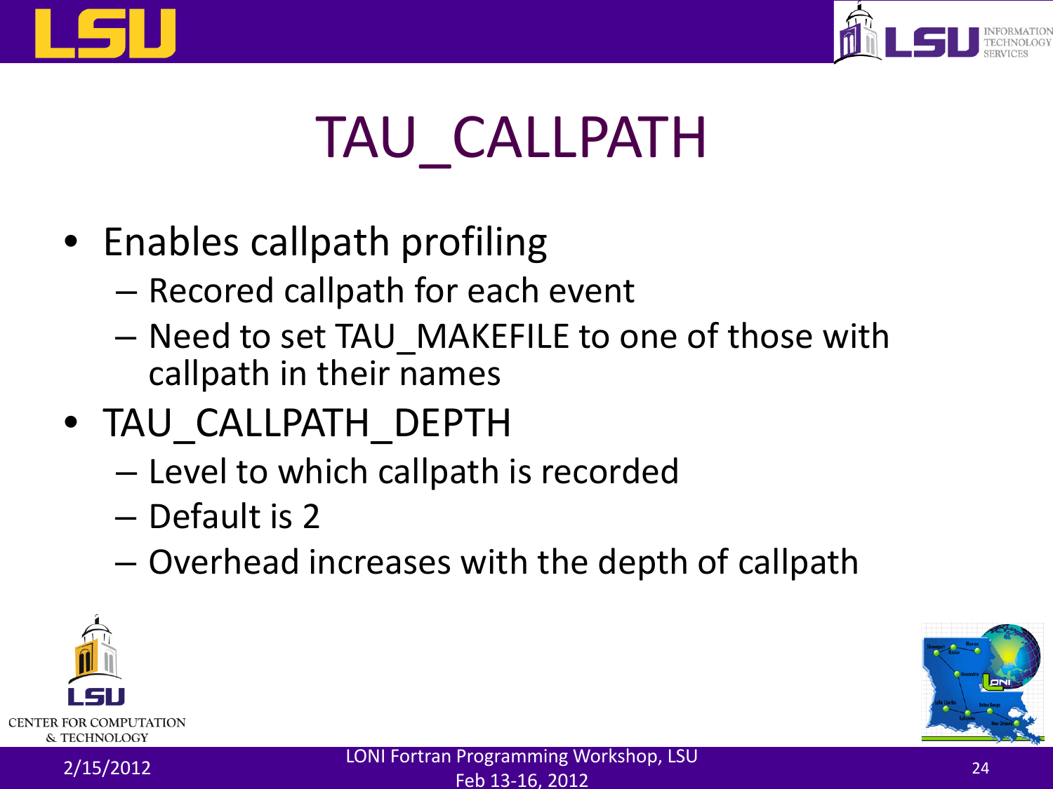# TAU_CALLPATH

- Enables callpath profiling
  - Recored callpath for each event
  - Need to set TAU_MAKEFILE to one of those with callpath in their names
- TAU_CALLPATH_DEPTH
  - Level to which callpath is recorded
  - Default is 2
  - Overhead increases with the depth of callpath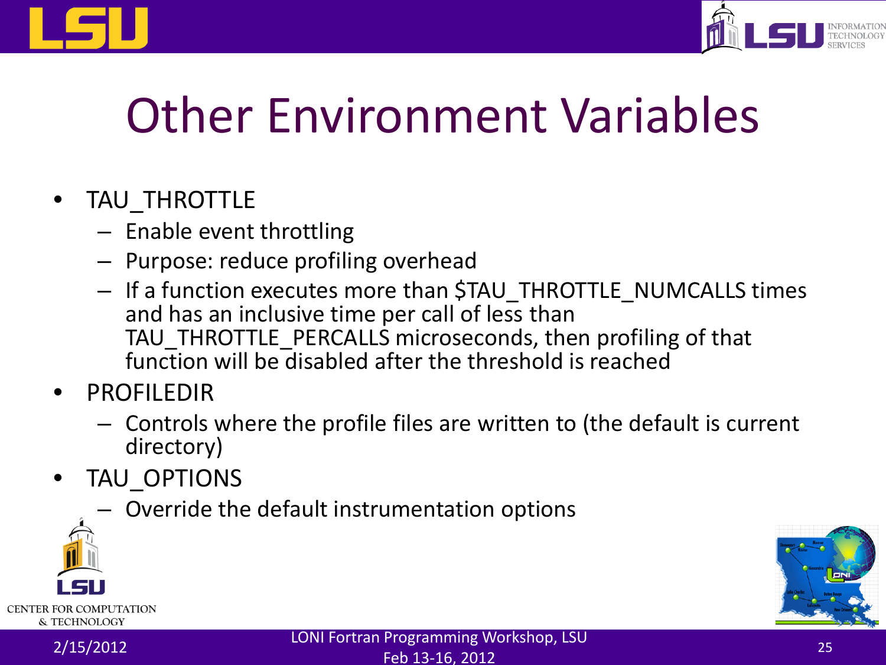# Other Environment Variables

- TAU_THROTTLE
  - Enable event throttling
  - Purpose: reduce profiling overhead
  - If a function executes more than $TAU_THROTTLE_NUMCALLS times and has an inclusive time per call of less than TAU_THROTTLE_PERCALLS microseconds, then profiling of that function will be disabled after the threshold is reached
- PROFILEDIR
  - Controls where the profile files are written to (the default is current directory)
- TAU_OPTIONS
  - Override the default instrumentation options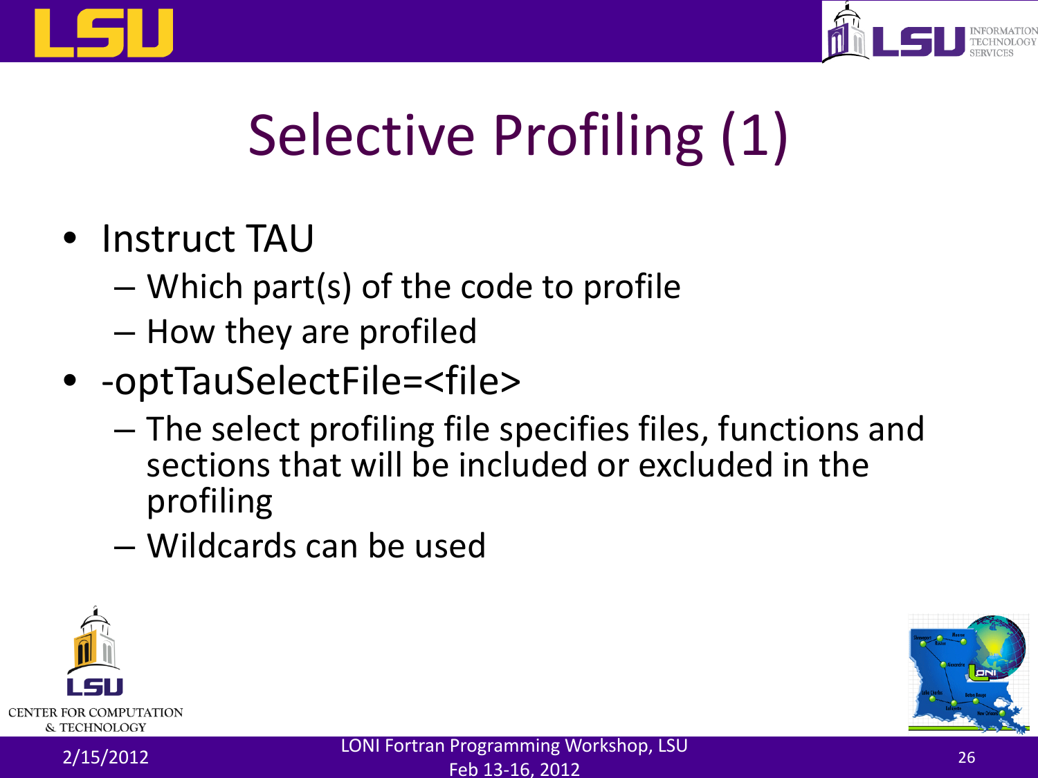# Selective Profiling (1)

- Instruct TAU
  - Which part(s) of the code to profile
  - How they are profiled
- -optTauSelectFile=<file>
  - The select profiling file specifies files, functions and sections that will be included or excluded in the profiling
  - Wildcards can be used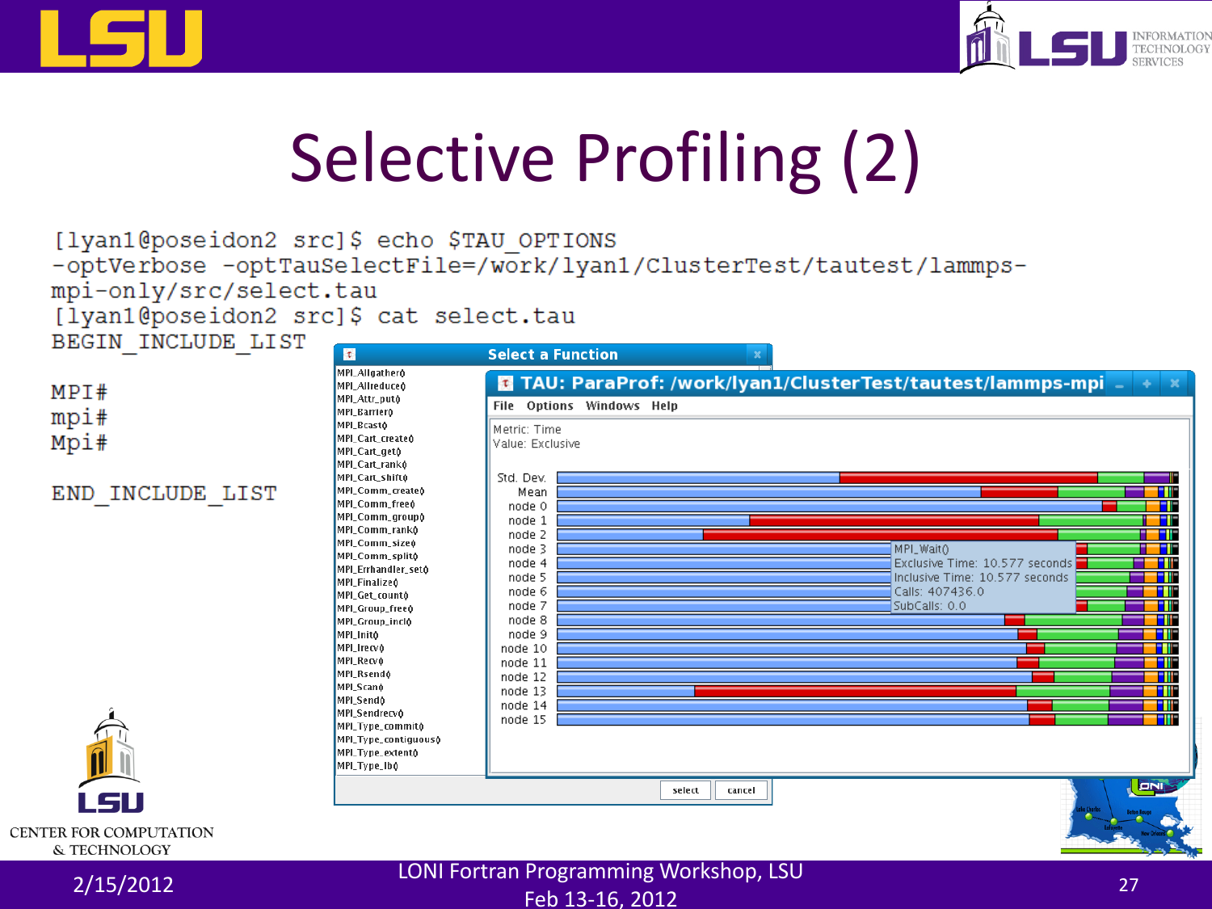# Selective Profiling (2)

```
[lyan1@poseidon2 src]$ echo $TAU_OPTIONS
-optVerbose -optTauSelectFile=/work/lyan1/ClusterTest/tautest/lammps-
mpi-only/src/select.tau
[lyan1@poseidon2 src]$ cat select.tau
BEGIN_INCLUDE_LIST

MPI#
mpi#
Mpi#

END_INCLUDE_LIST
```

2/15/2012

LONI Fortran Programming Workshop, LSU
Feb 13-16, 2012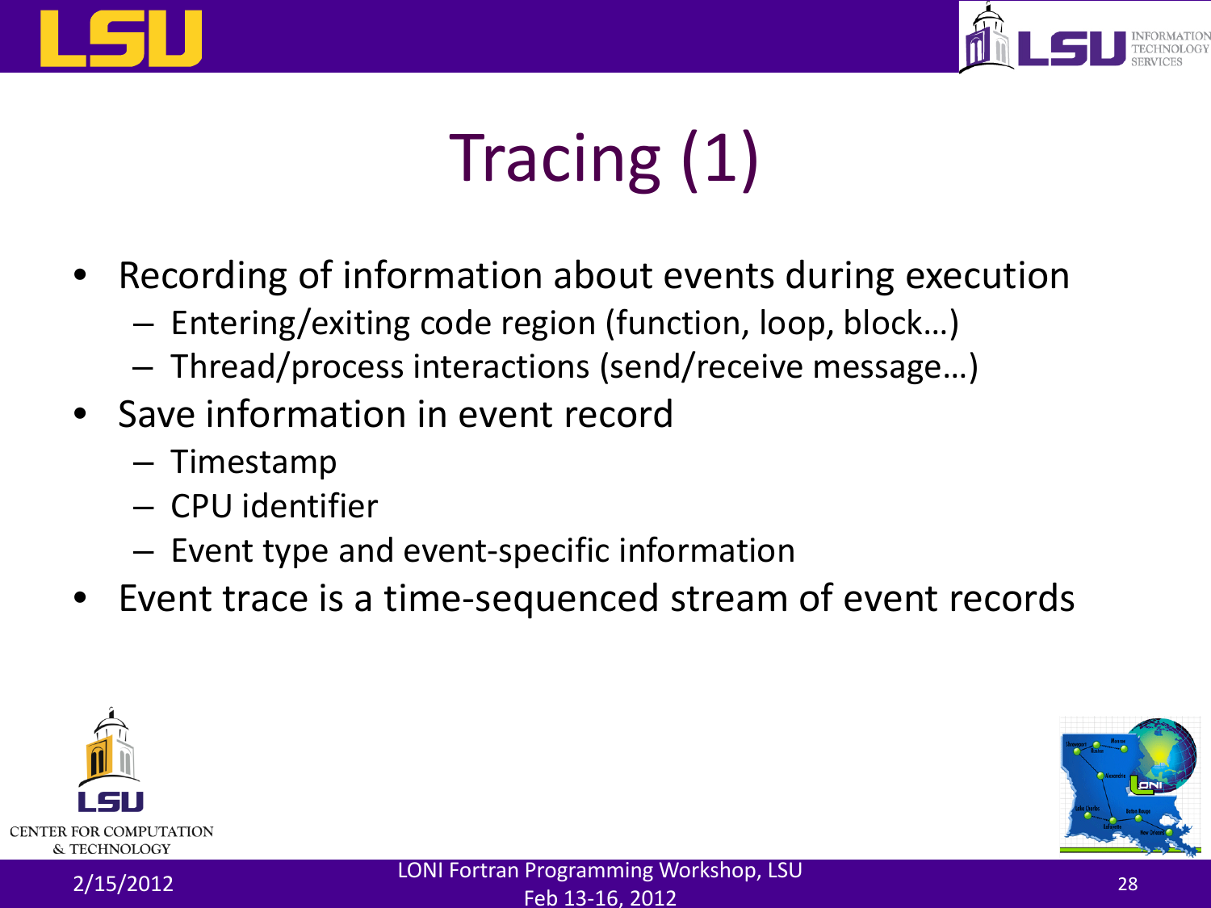# Tracing (1)

- Recording of information about events during execution
  - Entering/exiting code region (function, loop, block…)
  - Thread/process interactions (send/receive message…)
- Save information in event record
  - Timestamp
  - CPU identifier
  - Event type and event-specific information
- Event trace is a time-sequenced stream of event records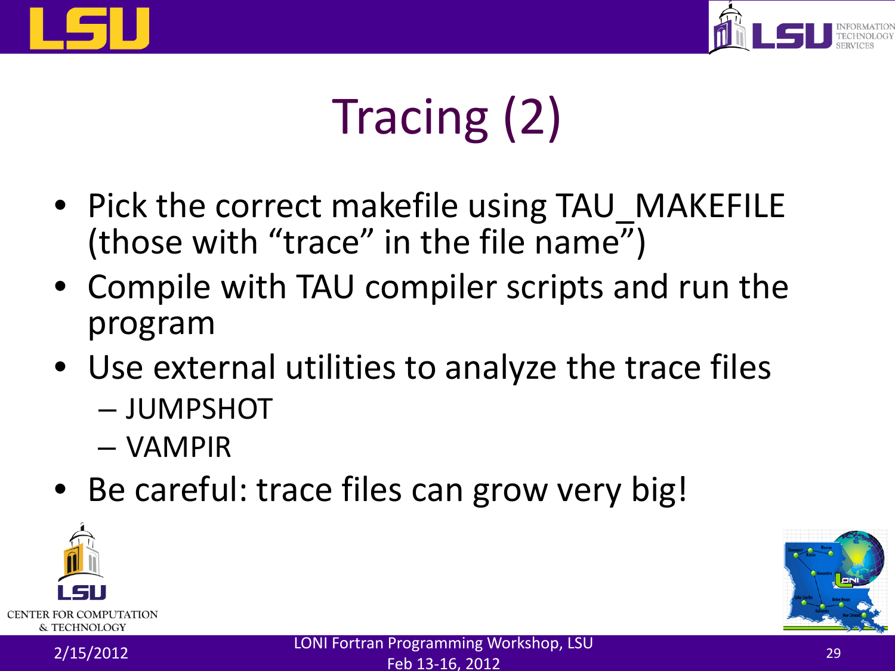# Tracing (2)

- Pick the correct makefile using TAU_MAKEFILE (those with "trace" in the file name")
- Compile with TAU compiler scripts and run the program
- Use external utilities to analyze the trace files
  - JUMPSHOT
  - VAMPIR
- Be careful: trace files can grow very big!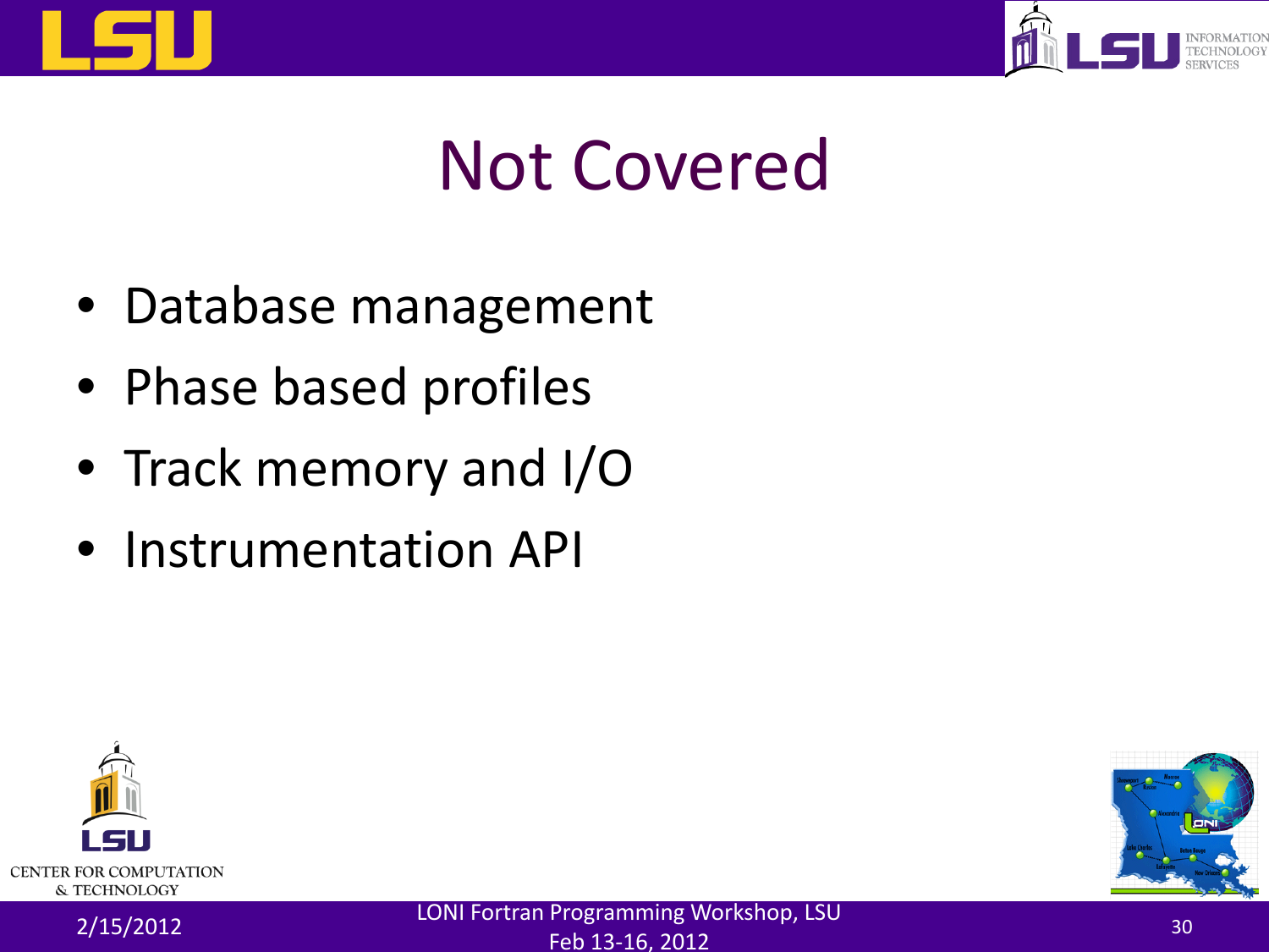# Not Covered

- Database management
- Phase based profiles
- Track memory and I/O
- Instrumentation API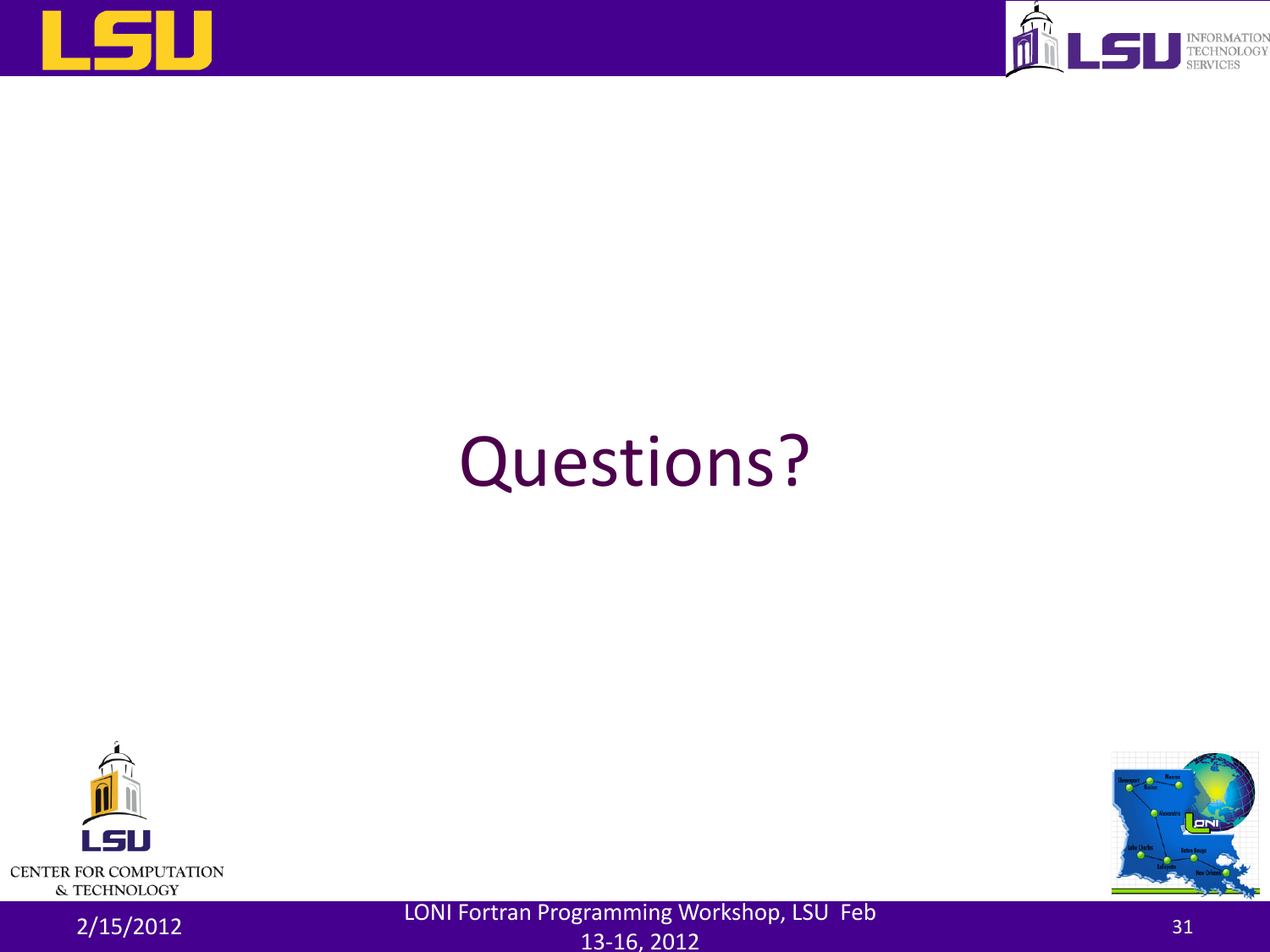# Questions?